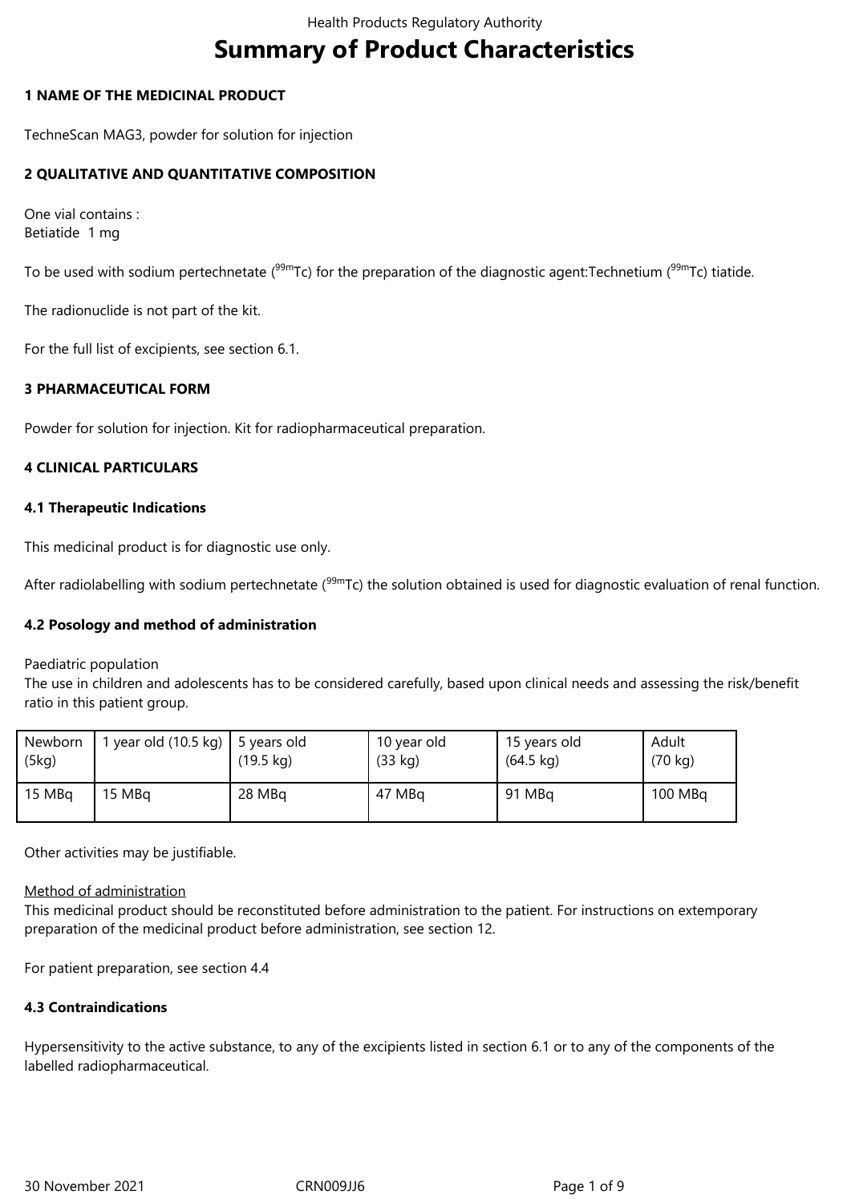# Summary of Product Characteristics

## 1 NAME OF THE MEDICINAL PRODUCT

TechneScan MAG3, powder for solution for injection

## 2 QUALITATIVE AND QUANTITATIVE COMPOSITION

One vial contains :
Betiatide 1 mg

To be used with sodium pertechnetate ($^{99m}$Tc) for the preparation of the diagnostic agent:Technetium ($^{99m}$Tc) tiatide.

The radionuclide is not part of the kit.

For the full list of excipients, see section 6.1.

## 3 PHARMACEUTICAL FORM

Powder for solution for injection. Kit for radiopharmaceutical preparation.

## 4 CLINICAL PARTICULARS

### 4.1 Therapeutic Indications

This medicinal product is for diagnostic use only.

After radiolabelling with sodium pertechnetate ($^{99m}$Tc) the solution obtained is used for diagnostic evaluation of renal function.

### 4.2 Posology and method of administration

Paediatric population
The use in children and adolescents has to be considered carefully, based upon clinical needs and assessing the risk/benefit ratio in this patient group.

| Newborn (5kg) | 1 year old (10.5 kg) | 5 years old (19.5 kg) | 10 year old (33 kg) | 15 years old (64.5 kg) | Adult (70 kg) |
|---|---|---|---|---|---|
| 15 MBq | 15 MBq | 28 MBq | 47 MBq | 91 MBq | 100 MBq |

Other activities may be justifiable.

Method of administration
This medicinal product should be reconstituted before administration to the patient. For instructions on extemporary preparation of the medicinal product before administration, see section 12.

For patient preparation, see section 4.4

### 4.3 Contraindications

Hypersensitivity to the active substance, to any of the excipients listed in section 6.1 or to any of the components of the labelled radiopharmaceutical.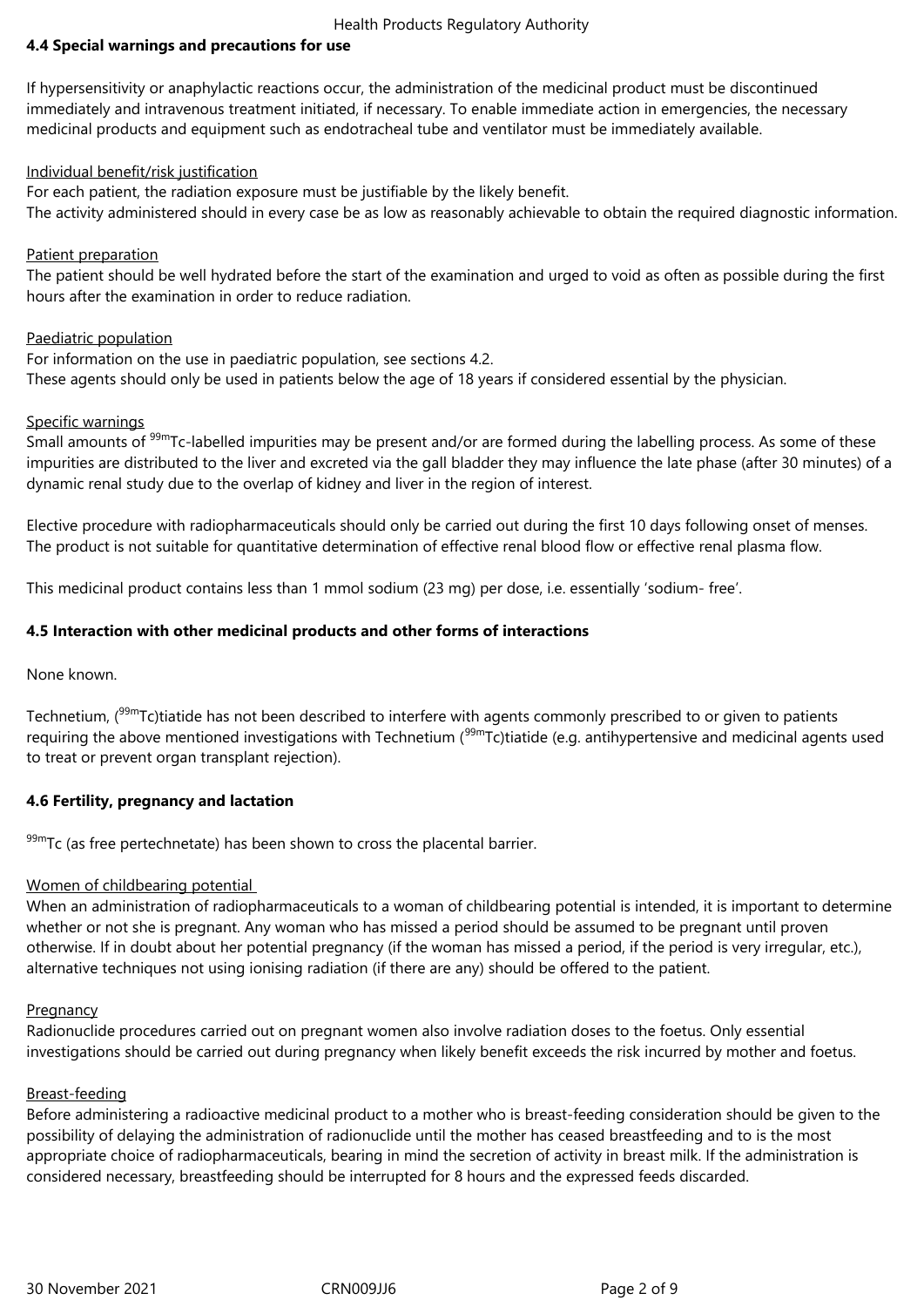### 4.4 Special warnings and precautions for use

If hypersensitivity or anaphylactic reactions occur, the administration of the medicinal product must be discontinued immediately and intravenous treatment initiated, if necessary. To enable immediate action in emergencies, the necessary medicinal products and equipment such as endotracheal tube and ventilator must be immediately available.

Individual benefit/risk justification

For each patient, the radiation exposure must be justifiable by the likely benefit.
The activity administered should in every case be as low as reasonably achievable to obtain the required diagnostic information.

Patient preparation

The patient should be well hydrated before the start of the examination and urged to void as often as possible during the first hours after the examination in order to reduce radiation.

Paediatric population

For information on the use in paediatric population, see sections 4.2.
These agents should only be used in patients below the age of 18 years if considered essential by the physician.

Specific warnings

Small amounts of $^{99m}$Tc-labelled impurities may be present and/or are formed during the labelling process. As some of these impurities are distributed to the liver and excreted via the gall bladder they may influence the late phase (after 30 minutes) of a dynamic renal study due to the overlap of kidney and liver in the region of interest.

Elective procedure with radiopharmaceuticals should only be carried out during the first 10 days following onset of menses.
The product is not suitable for quantitative determination of effective renal blood flow or effective renal plasma flow.

This medicinal product contains less than 1 mmol sodium (23 mg) per dose, i.e. essentially 'sodium- free'.

### 4.5 Interaction with other medicinal products and other forms of interactions

None known.

Technetium, ($^{99m}$Tc)tiatide has not been described to interfere with agents commonly prescribed to or given to patients requiring the above mentioned investigations with Technetium ($^{99m}$Tc)tiatide (e.g. antihypertensive and medicinal agents used to treat or prevent organ transplant rejection).

### 4.6 Fertility, pregnancy and lactation

$^{99m}$Tc (as free pertechnetate) has been shown to cross the placental barrier.

Women of childbearing potential

When an administration of radiopharmaceuticals to a woman of childbearing potential is intended, it is important to determine whether or not she is pregnant. Any woman who has missed a period should be assumed to be pregnant until proven otherwise. If in doubt about her potential pregnancy (if the woman has missed a period, if the period is very irregular, etc.), alternative techniques not using ionising radiation (if there are any) should be offered to the patient.

Pregnancy

Radionuclide procedures carried out on pregnant women also involve radiation doses to the foetus. Only essential investigations should be carried out during pregnancy when likely benefit exceeds the risk incurred by mother and foetus.

Breast-feeding

Before administering a radioactive medicinal product to a mother who is breast-feeding consideration should be given to the possibility of delaying the administration of radionuclide until the mother has ceased breastfeeding and to is the most appropriate choice of radiopharmaceuticals, bearing in mind the secretion of activity in breast milk. If the administration is considered necessary, breastfeeding should be interrupted for 8 hours and the expressed feeds discarded.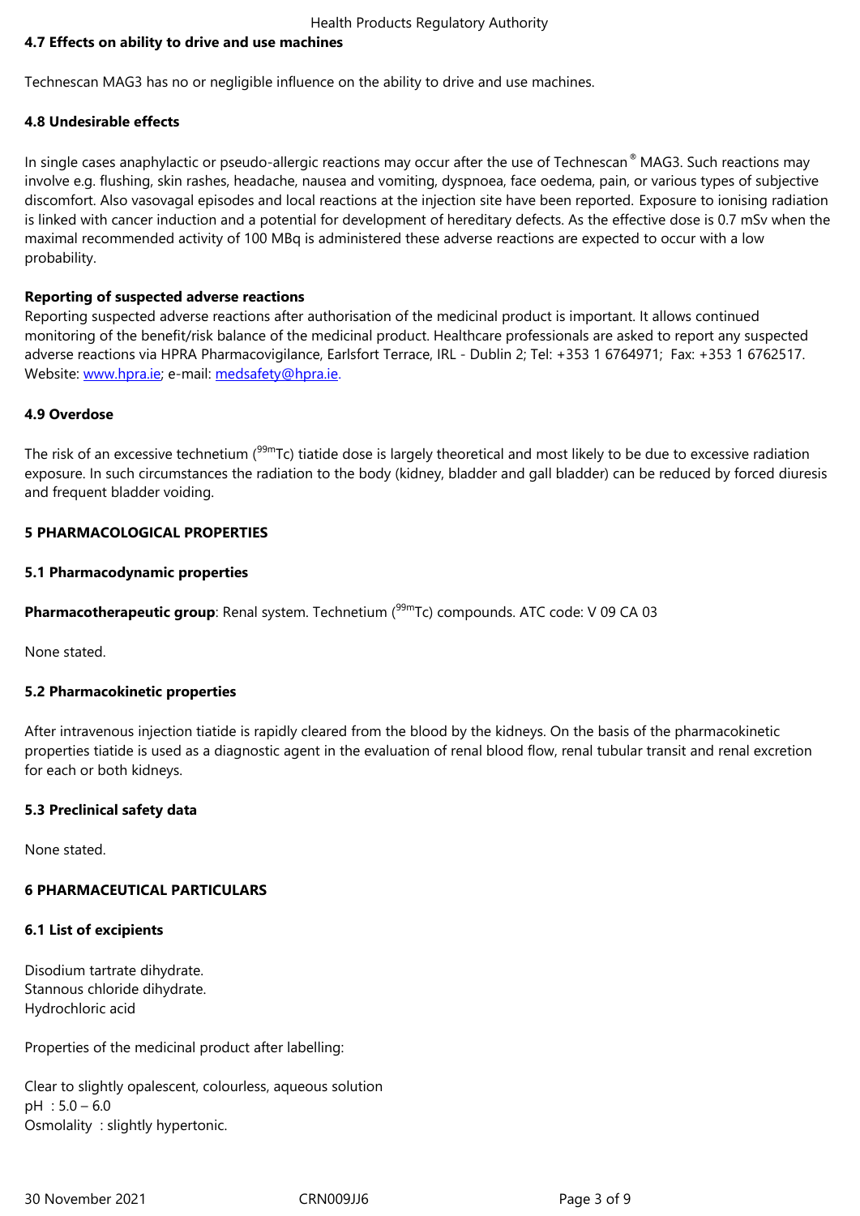**4.7 Effects on ability to drive and use machines**

Technescan MAG3 has no or negligible influence on the ability to drive and use machines.

**4.8 Undesirable effects**

In single cases anaphylactic or pseudo-allergic reactions may occur after the use of Technescan® MAG3. Such reactions may involve e.g. flushing, skin rashes, headache, nausea and vomiting, dyspnoea, face oedema, pain, or various types of subjective discomfort. Also vasovagal episodes and local reactions at the injection site have been reported. Exposure to ionising radiation is linked with cancer induction and a potential for development of hereditary defects. As the effective dose is 0.7 mSv when the maximal recommended activity of 100 MBq is administered these adverse reactions are expected to occur with a low probability.

**Reporting of suspected adverse reactions**

Reporting suspected adverse reactions after authorisation of the medicinal product is important. It allows continued monitoring of the benefit/risk balance of the medicinal product. Healthcare professionals are asked to report any suspected adverse reactions via HPRA Pharmacovigilance, Earlsfort Terrace, IRL - Dublin 2; Tel: +353 1 6764971; Fax: +353 1 6762517. Website: www.hpra.ie; e-mail: medsafety@hpra.ie.

**4.9 Overdose**

The risk of an excessive technetium ($^{99m}$Tc) tiatide dose is largely theoretical and most likely to be due to excessive radiation exposure. In such circumstances the radiation to the body (kidney, bladder and gall bladder) can be reduced by forced diuresis and frequent bladder voiding.

**5 PHARMACOLOGICAL PROPERTIES**

**5.1 Pharmacodynamic properties**

**Pharmacotherapeutic group**: Renal system. Technetium ($^{99m}$Tc) compounds. ATC code: V 09 CA 03

None stated.

**5.2 Pharmacokinetic properties**

After intravenous injection tiatide is rapidly cleared from the blood by the kidneys. On the basis of the pharmacokinetic properties tiatide is used as a diagnostic agent in the evaluation of renal blood flow, renal tubular transit and renal excretion for each or both kidneys.

**5.3 Preclinical safety data**

None stated.

**6 PHARMACEUTICAL PARTICULARS**

**6.1 List of excipients**

Disodium tartrate dihydrate.
Stannous chloride dihydrate.
Hydrochloric acid

Properties of the medicinal product after labelling:

Clear to slightly opalescent, colourless, aqueous solution
pH : 5.0 – 6.0
Osmolality : slightly hypertonic.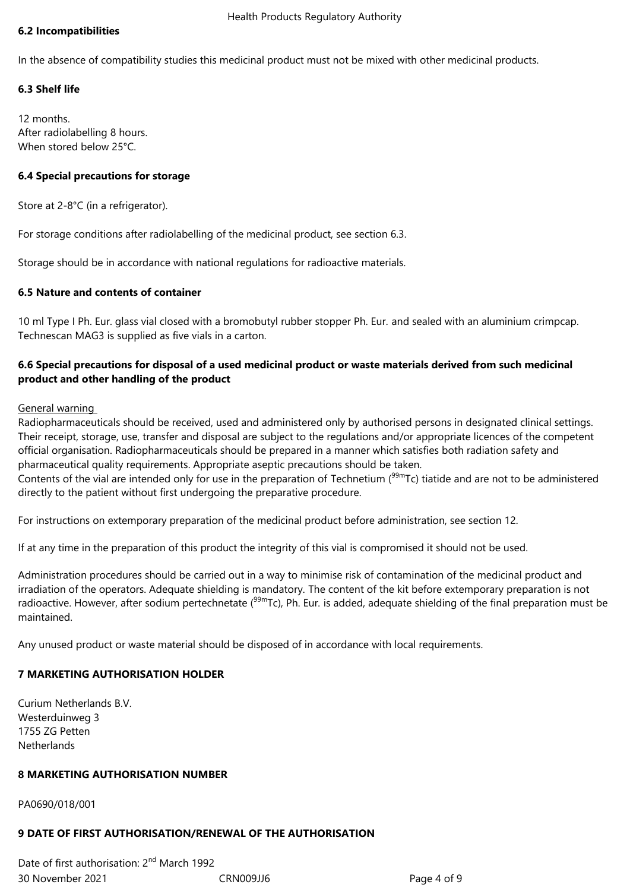### 6.2 Incompatibilities

In the absence of compatibility studies this medicinal product must not be mixed with other medicinal products.

### 6.3 Shelf life

12 months.
After radiolabelling 8 hours.
When stored below 25°C.

### 6.4 Special precautions for storage

Store at 2-8°C (in a refrigerator).

For storage conditions after radiolabelling of the medicinal product, see section 6.3.

Storage should be in accordance with national regulations for radioactive materials.

### 6.5 Nature and contents of container

10 ml Type I Ph. Eur. glass vial closed with a bromobutyl rubber stopper Ph. Eur. and sealed with an aluminium crimpcap. Technescan MAG3 is supplied as five vials in a carton.

### 6.6 Special precautions for disposal of a used medicinal product or waste materials derived from such medicinal product and other handling of the product

General warning

Radiopharmaceuticals should be received, used and administered only by authorised persons in designated clinical settings. Their receipt, storage, use, transfer and disposal are subject to the regulations and/or appropriate licences of the competent official organisation. Radiopharmaceuticals should be prepared in a manner which satisfies both radiation safety and pharmaceutical quality requirements. Appropriate aseptic precautions should be taken.
Contents of the vial are intended only for use in the preparation of Technetium ($^{99m}$Tc) tiatide and are not to be administered directly to the patient without first undergoing the preparative procedure.

For instructions on extemporary preparation of the medicinal product before administration, see section 12.

If at any time in the preparation of this product the integrity of this vial is compromised it should not be used.

Administration procedures should be carried out in a way to minimise risk of contamination of the medicinal product and irradiation of the operators. Adequate shielding is mandatory. The content of the kit before extemporary preparation is not radioactive. However, after sodium pertechnetate ($^{99m}$Tc), Ph. Eur. is added, adequate shielding of the final preparation must be maintained.

Any unused product or waste material should be disposed of in accordance with local requirements.

## 7 MARKETING AUTHORISATION HOLDER

Curium Netherlands B.V.
Westerduinweg 3
1755 ZG Petten
Netherlands

## 8 MARKETING AUTHORISATION NUMBER

PA0690/018/001

## 9 DATE OF FIRST AUTHORISATION/RENEWAL OF THE AUTHORISATION

Date of first authorisation: 2nd March 1992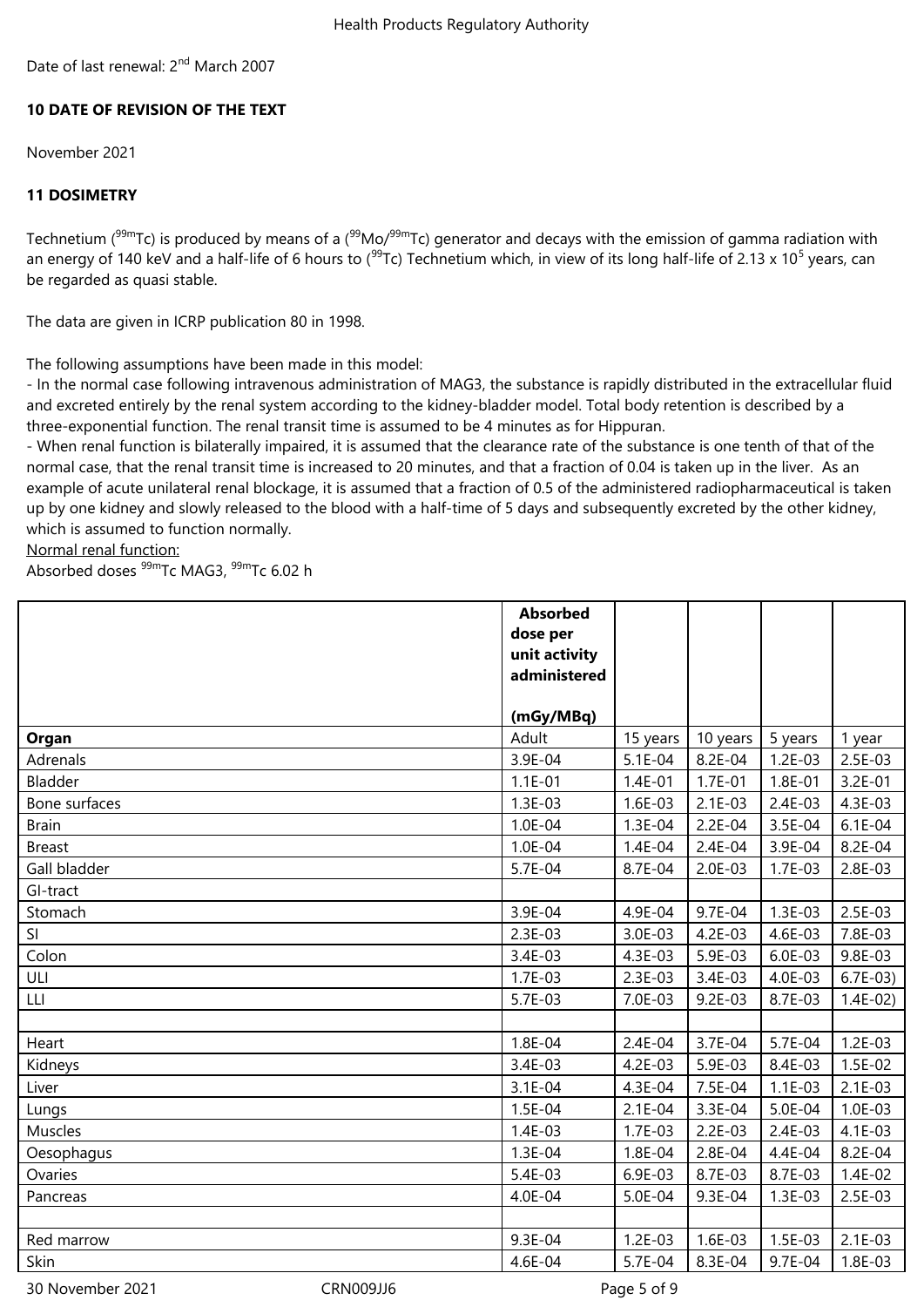Date of last renewal: 2nd March 2007

**10 DATE OF REVISION OF THE TEXT**

November 2021

**11 DOSIMETRY**

Technetium ($^{99m}$Tc) is produced by means of a ($^{99}$Mo/$^{99m}$Tc) generator and decays with the emission of gamma radiation with an energy of 140 keV and a half-life of 6 hours to ($^{99}$Tc) Technetium which, in view of its long half-life of 2.13 x $10^5$ years, can be regarded as quasi stable.

The data are given in ICRP publication 80 in 1998.

The following assumptions have been made in this model:

- In the normal case following intravenous administration of MAG3, the substance is rapidly distributed in the extracellular fluid and excreted entirely by the renal system according to the kidney-bladder model. Total body retention is described by a three-exponential function. The renal transit time is assumed to be 4 minutes as for Hippuran.
- When renal function is bilaterally impaired, it is assumed that the clearance rate of the substance is one tenth of that of the normal case, that the renal transit time is increased to 20 minutes, and that a fraction of 0.04 is taken up in the liver. As an example of acute unilateral renal blockage, it is assumed that a fraction of 0.5 of the administered radiopharmaceutical is taken up by one kidney and slowly released to the blood with a half-time of 5 days and subsequently excreted by the other kidney, which is assumed to function normally.

<u>Normal renal function:</u>

Absorbed doses $^{99m}$Tc MAG3, $^{99m}$Tc 6.02 h

| | **Absorbed dose per unit activity administered (mGy/MBq)** | | | | |
|---|---|---|---|---|---|
| **Organ** | Adult | 15 years | 10 years | 5 years | 1 year |
| Adrenals | 3.9E-04 | 5.1E-04 | 8.2E-04 | 1.2E-03 | 2.5E-03 |
| Bladder | 1.1E-01 | 1.4E-01 | 1.7E-01 | 1.8E-01 | 3.2E-01 |
| Bone surfaces | 1.3E-03 | 1.6E-03 | 2.1E-03 | 2.4E-03 | 4.3E-03 |
| Brain | 1.0E-04 | 1.3E-04 | 2.2E-04 | 3.5E-04 | 6.1E-04 |
| Breast | 1.0E-04 | 1.4E-04 | 2.4E-04 | 3.9E-04 | 8.2E-04 |
| Gall bladder | 5.7E-04 | 8.7E-04 | 2.0E-03 | 1.7E-03 | 2.8E-03 |
| GI-tract | | | | | |
| Stomach | 3.9E-04 | 4.9E-04 | 9.7E-04 | 1.3E-03 | 2.5E-03 |
| SI | 2.3E-03 | 3.0E-03 | 4.2E-03 | 4.6E-03 | 7.8E-03 |
| Colon | 3.4E-03 | 4.3E-03 | 5.9E-03 | 6.0E-03 | 9.8E-03 |
| ULI | 1.7E-03 | 2.3E-03 | 3.4E-03 | 4.0E-03 | 6.7E-03) |
| LLI | 5.7E-03 | 7.0E-03 | 9.2E-03 | 8.7E-03 | 1.4E-02) |
| | | | | | |
| Heart | 1.8E-04 | 2.4E-04 | 3.7E-04 | 5.7E-04 | 1.2E-03 |
| Kidneys | 3.4E-03 | 4.2E-03 | 5.9E-03 | 8.4E-03 | 1.5E-02 |
| Liver | 3.1E-04 | 4.3E-04 | 7.5E-04 | 1.1E-03 | 2.1E-03 |
| Lungs | 1.5E-04 | 2.1E-04 | 3.3E-04 | 5.0E-04 | 1.0E-03 |
| Muscles | 1.4E-03 | 1.7E-03 | 2.2E-03 | 2.4E-03 | 4.1E-03 |
| Oesophagus | 1.3E-04 | 1.8E-04 | 2.8E-04 | 4.4E-04 | 8.2E-04 |
| Ovaries | 5.4E-03 | 6.9E-03 | 8.7E-03 | 8.7E-03 | 1.4E-02 |
| Pancreas | 4.0E-04 | 5.0E-04 | 9.3E-04 | 1.3E-03 | 2.5E-03 |
| | | | | | |
| Red marrow | 9.3E-04 | 1.2E-03 | 1.6E-03 | 1.5E-03 | 2.1E-03 |
| Skin | 4.6E-04 | 5.7E-04 | 8.3E-04 | 9.7E-04 | 1.8E-03 |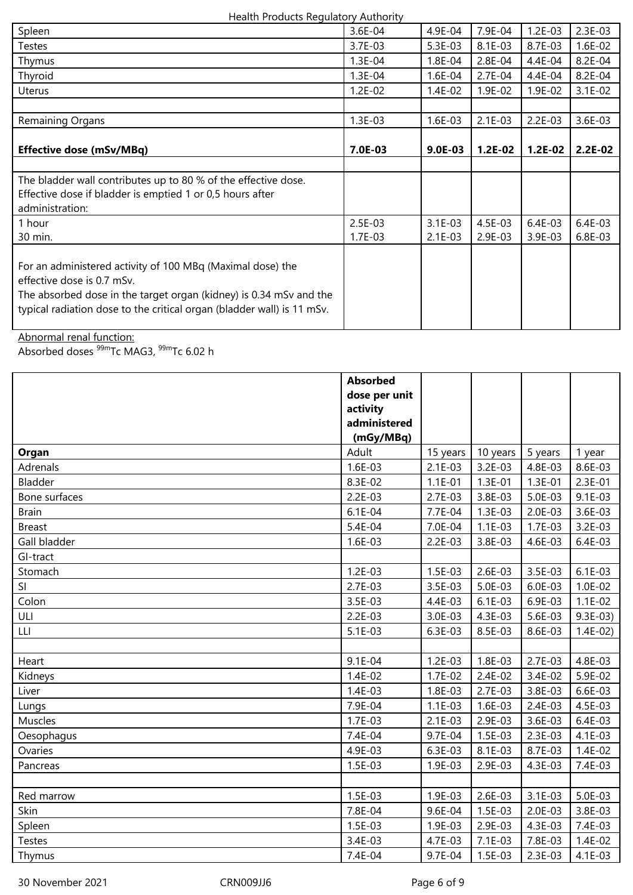| | | | | | |
|---|---|---|---|---|---|
| Spleen | 3.6E-04 | 4.9E-04 | 7.9E-04 | 1.2E-03 | 2.3E-03 |
| Testes | 3.7E-03 | 5.3E-03 | 8.1E-03 | 8.7E-03 | 1.6E-02 |
| Thymus | 1.3E-04 | 1.8E-04 | 2.8E-04 | 4.4E-04 | 8.2E-04 |
| Thyroid | 1.3E-04 | 1.6E-04 | 2.7E-04 | 4.4E-04 | 8.2E-04 |
| Uterus | 1.2E-02 | 1.4E-02 | 1.9E-02 | 1.9E-02 | 3.1E-02 |
| | | | | | |
| Remaining Organs | 1.3E-03 | 1.6E-03 | 2.1E-03 | 2.2E-03 | 3.6E-03 |
| **Effective dose (mSv/MBq)** | **7.0E-03** | **9.0E-03** | **1.2E-02** | **1.2E-02** | **2.2E-02** |
| | | | | | |
| The bladder wall contributes up to 80 % of the effective dose. Effective dose if bladder is emptied 1 or 0,5 hours after administration: | | | | | |
| 1 hour | 2.5E-03 | 3.1E-03 | 4.5E-03 | 6.4E-03 | 6.4E-03 |
| 30 min. | 1.7E-03 | 2.1E-03 | 2.9E-03 | 3.9E-03 | 6.8E-03 |
| For an administered activity of 100 MBq (Maximal dose) the effective dose is 0.7 mSv. The absorbed dose in the target organ (kidney) is 0.34 mSv and the typical radiation dose to the critical organ (bladder wall) is 11 mSv. | | | | | |

Abnormal renal function:
Absorbed doses $^{99m}$Tc MAG3, $^{99m}$Tc 6.02 h

| | **Absorbed dose per unit activity administered (mGy/MBq)** | | | | |
|---|---|---|---|---|---|
| **Organ** | Adult | 15 years | 10 years | 5 years | 1 year |
| Adrenals | 1.6E-03 | 2.1E-03 | 3.2E-03 | 4.8E-03 | 8.6E-03 |
| Bladder | 8.3E-02 | 1.1E-01 | 1.3E-01 | 1.3E-01 | 2.3E-01 |
| Bone surfaces | 2.2E-03 | 2.7E-03 | 3.8E-03 | 5.0E-03 | 9.1E-03 |
| Brain | 6.1E-04 | 7.7E-04 | 1.3E-03 | 2.0E-03 | 3.6E-03 |
| Breast | 5.4E-04 | 7.0E-04 | 1.1E-03 | 1.7E-03 | 3.2E-03 |
| Gall bladder | 1.6E-03 | 2.2E-03 | 3.8E-03 | 4.6E-03 | 6.4E-03 |
| GI-tract | | | | | |
| Stomach | 1.2E-03 | 1.5E-03 | 2.6E-03 | 3.5E-03 | 6.1E-03 |
| SI | 2.7E-03 | 3.5E-03 | 5.0E-03 | 6.0E-03 | 1.0E-02 |
| Colon | 3.5E-03 | 4.4E-03 | 6.1E-03 | 6.9E-03 | 1.1E-02 |
| ULI | 2.2E-03 | 3.0E-03 | 4.3E-03 | 5.6E-03 | 9.3E-03) |
| LLI | 5.1E-03 | 6.3E-03 | 8.5E-03 | 8.6E-03 | 1.4E-02) |
| | | | | | |
| Heart | 9.1E-04 | 1.2E-03 | 1.8E-03 | 2.7E-03 | 4.8E-03 |
| Kidneys | 1.4E-02 | 1.7E-02 | 2.4E-02 | 3.4E-02 | 5.9E-02 |
| Liver | 1.4E-03 | 1.8E-03 | 2.7E-03 | 3.8E-03 | 6.6E-03 |
| Lungs | 7.9E-04 | 1.1E-03 | 1.6E-03 | 2.4E-03 | 4.5E-03 |
| Muscles | 1.7E-03 | 2.1E-03 | 2.9E-03 | 3.6E-03 | 6.4E-03 |
| Oesophagus | 7.4E-04 | 9.7E-04 | 1.5E-03 | 2.3E-03 | 4.1E-03 |
| Ovaries | 4.9E-03 | 6.3E-03 | 8.1E-03 | 8.7E-03 | 1.4E-02 |
| Pancreas | 1.5E-03 | 1.9E-03 | 2.9E-03 | 4.3E-03 | 7.4E-03 |
| | | | | | |
| Red marrow | 1.5E-03 | 1.9E-03 | 2.6E-03 | 3.1E-03 | 5.0E-03 |
| Skin | 7.8E-04 | 9.6E-04 | 1.5E-03 | 2.0E-03 | 3.8E-03 |
| Spleen | 1.5E-03 | 1.9E-03 | 2.9E-03 | 4.3E-03 | 7.4E-03 |
| Testes | 3.4E-03 | 4.7E-03 | 7.1E-03 | 7.8E-03 | 1.4E-02 |
| Thymus | 7.4E-04 | 9.7E-04 | 1.5E-03 | 2.3E-03 | 4.1E-03 |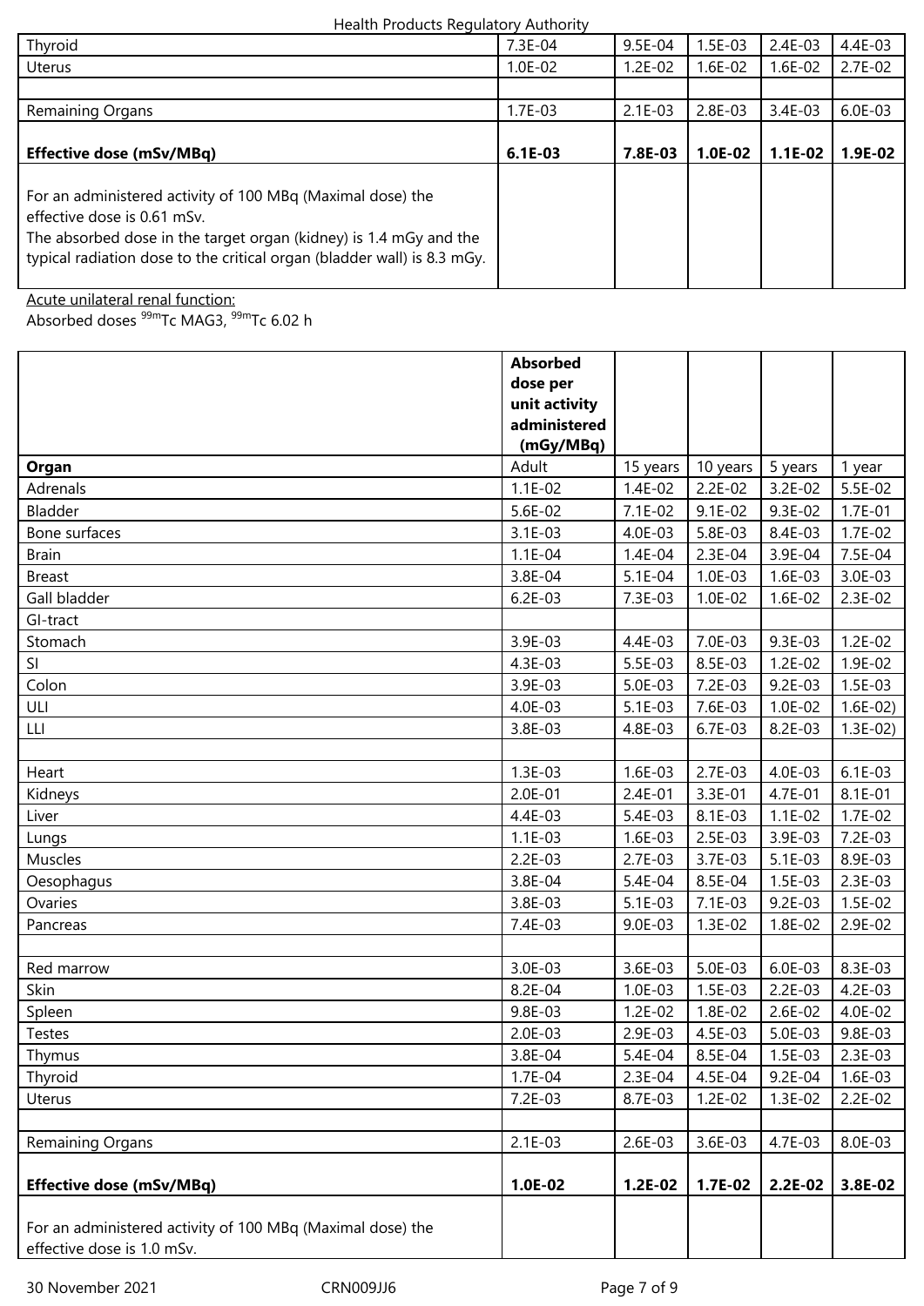| | | | | | |
|---|---|---|---|---|---|
| Thyroid | 7.3E-04 | 9.5E-04 | 1.5E-03 | 2.4E-03 | 4.4E-03 |
| Uterus | 1.0E-02 | 1.2E-02 | 1.6E-02 | 1.6E-02 | 2.7E-02 |
| | | | | | |
| Remaining Organs | 1.7E-03 | 2.1E-03 | 2.8E-03 | 3.4E-03 | 6.0E-03 |
| **Effective dose (mSv/MBq)** | **6.1E-03** | **7.8E-03** | **1.0E-02** | **1.1E-02** | **1.9E-02** |
| For an administered activity of 100 MBq (Maximal dose) the effective dose is 0.61 mSv. The absorbed dose in the target organ (kidney) is 1.4 mGy and the typical radiation dose to the critical organ (bladder wall) is 8.3 mGy. | | | | | |

Acute unilateral renal function:
Absorbed doses $^{99m}$Tc MAG3, $^{99m}$Tc 6.02 h

| | **Absorbed dose per unit activity administered (mGy/MBq)** | | | | |
|---|---|---|---|---|---|
| **Organ** | Adult | 15 years | 10 years | 5 years | 1 year |
| Adrenals | 1.1E-02 | 1.4E-02 | 2.2E-02 | 3.2E-02 | 5.5E-02 |
| Bladder | 5.6E-02 | 7.1E-02 | 9.1E-02 | 9.3E-02 | 1.7E-01 |
| Bone surfaces | 3.1E-03 | 4.0E-03 | 5.8E-03 | 8.4E-03 | 1.7E-02 |
| Brain | 1.1E-04 | 1.4E-04 | 2.3E-04 | 3.9E-04 | 7.5E-04 |
| Breast | 3.8E-04 | 5.1E-04 | 1.0E-03 | 1.6E-03 | 3.0E-03 |
| Gall bladder | 6.2E-03 | 7.3E-03 | 1.0E-02 | 1.6E-02 | 2.3E-02 |
| GI-tract | | | | | |
| Stomach | 3.9E-03 | 4.4E-03 | 7.0E-03 | 9.3E-03 | 1.2E-02 |
| SI | 4.3E-03 | 5.5E-03 | 8.5E-03 | 1.2E-02 | 1.9E-02 |
| Colon | 3.9E-03 | 5.0E-03 | 7.2E-03 | 9.2E-03 | 1.5E-03 |
| ULI | 4.0E-03 | 5.1E-03 | 7.6E-03 | 1.0E-02 | 1.6E-02) |
| LLI | 3.8E-03 | 4.8E-03 | 6.7E-03 | 8.2E-03 | 1.3E-02) |
| | | | | | |
| Heart | 1.3E-03 | 1.6E-03 | 2.7E-03 | 4.0E-03 | 6.1E-03 |
| Kidneys | 2.0E-01 | 2.4E-01 | 3.3E-01 | 4.7E-01 | 8.1E-01 |
| Liver | 4.4E-03 | 5.4E-03 | 8.1E-03 | 1.1E-02 | 1.7E-02 |
| Lungs | 1.1E-03 | 1.6E-03 | 2.5E-03 | 3.9E-03 | 7.2E-03 |
| Muscles | 2.2E-03 | 2.7E-03 | 3.7E-03 | 5.1E-03 | 8.9E-03 |
| Oesophagus | 3.8E-04 | 5.4E-04 | 8.5E-04 | 1.5E-03 | 2.3E-03 |
| Ovaries | 3.8E-03 | 5.1E-03 | 7.1E-03 | 9.2E-03 | 1.5E-02 |
| Pancreas | 7.4E-03 | 9.0E-03 | 1.3E-02 | 1.8E-02 | 2.9E-02 |
| | | | | | |
| Red marrow | 3.0E-03 | 3.6E-03 | 5.0E-03 | 6.0E-03 | 8.3E-03 |
| Skin | 8.2E-04 | 1.0E-03 | 1.5E-03 | 2.2E-03 | 4.2E-03 |
| Spleen | 9.8E-03 | 1.2E-02 | 1.8E-02 | 2.6E-02 | 4.0E-02 |
| Testes | 2.0E-03 | 2.9E-03 | 4.5E-03 | 5.0E-03 | 9.8E-03 |
| Thymus | 3.8E-04 | 5.4E-04 | 8.5E-04 | 1.5E-03 | 2.3E-03 |
| Thyroid | 1.7E-04 | 2.3E-04 | 4.5E-04 | 9.2E-04 | 1.6E-03 |
| Uterus | 7.2E-03 | 8.7E-03 | 1.2E-02 | 1.3E-02 | 2.2E-02 |
| | | | | | |
| Remaining Organs | 2.1E-03 | 2.6E-03 | 3.6E-03 | 4.7E-03 | 8.0E-03 |
| **Effective dose (mSv/MBq)** | **1.0E-02** | **1.2E-02** | **1.7E-02** | **2.2E-02** | **3.8E-02** |
| For an administered activity of 100 MBq (Maximal dose) the effective dose is 1.0 mSv. | | | | | |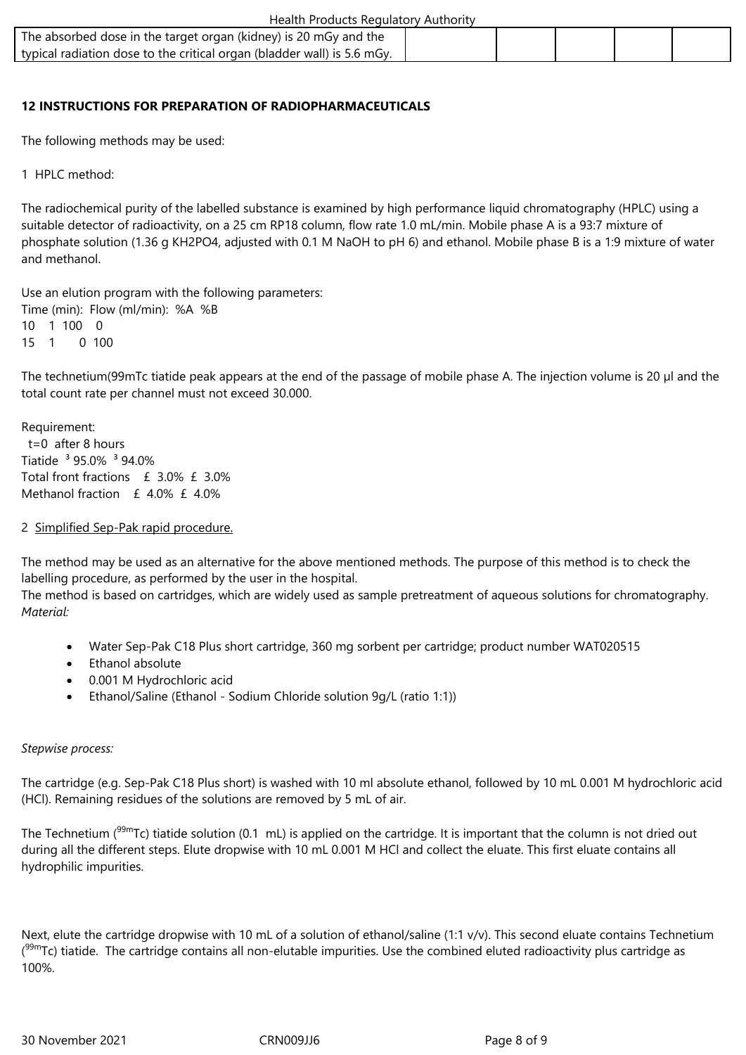| The absorbed dose in the target organ (kidney) is 20 mGy and the typical radiation dose to the critical organ (bladder wall) is 5.6 mGy. | | | | | |
|---|---|---|---|---|---|

**12 INSTRUCTIONS FOR PREPARATION OF RADIOPHARMACEUTICALS**

The following methods may be used:

1 HPLC method:

The radiochemical purity of the labelled substance is examined by high performance liquid chromatography (HPLC) using a suitable detector of radioactivity, on a 25 cm RP18 column, flow rate 1.0 mL/min. Mobile phase A is a 93:7 mixture of phosphate solution (1.36 g $KH_2PO_4$, adjusted with 0.1 M NaOH to pH 6) and ethanol. Mobile phase B is a 1:9 mixture of water and methanol.

Use an elution program with the following parameters:

| Time (min): | Flow (ml/min): | %A | %B |
|---|---|---|---|
| 10 | 1 | 100 | 0 |
| 15 | 1 | 0 | 100 |

The technetium(99mTc tiatide peak appears at the end of the passage of mobile phase A. The injection volume is 20 µl and the total count rate per channel must not exceed 30.000.

Requirement:

| | t=0 | after 8 hours |
|---|---|---|
| Tiatide | ≥ 95.0% | ≥ 94.0% |
| Total front fractions | ≤ 3.0% | ≤ 3.0% |
| Methanol fraction | ≤ 4.0% | ≤ 4.0% |

2 Simplified Sep-Pak rapid procedure.

The method may be used as an alternative for the above mentioned methods. The purpose of this method is to check the labelling procedure, as performed by the user in the hospital.
The method is based on cartridges, which are widely used as sample pretreatment of aqueous solutions for chromatography.
*Material:*

- Water Sep-Pak C18 Plus short cartridge, 360 mg sorbent per cartridge; product number WAT020515
- Ethanol absolute
- 0.001 M Hydrochloric acid
- Ethanol/Saline (Ethanol - Sodium Chloride solution 9g/L (ratio 1:1))

*Stepwise process:*

The cartridge (e.g. Sep-Pak C18 Plus short) is washed with 10 ml absolute ethanol, followed by 10 mL 0.001 M hydrochloric acid (HCl). Remaining residues of the solutions are removed by 5 mL of air.

The Technetium ($^{99m}$Tc) tiatide solution (0.1 mL) is applied on the cartridge. It is important that the column is not dried out during all the different steps. Elute dropwise with 10 mL 0.001 M HCl and collect the eluate. This first eluate contains all hydrophilic impurities.

Next, elute the cartridge dropwise with 10 mL of a solution of ethanol/saline (1:1 v/v). This second eluate contains Technetium ($^{99m}$Tc) tiatide. The cartridge contains all non-elutable impurities. Use the combined eluted radioactivity plus cartridge as 100%.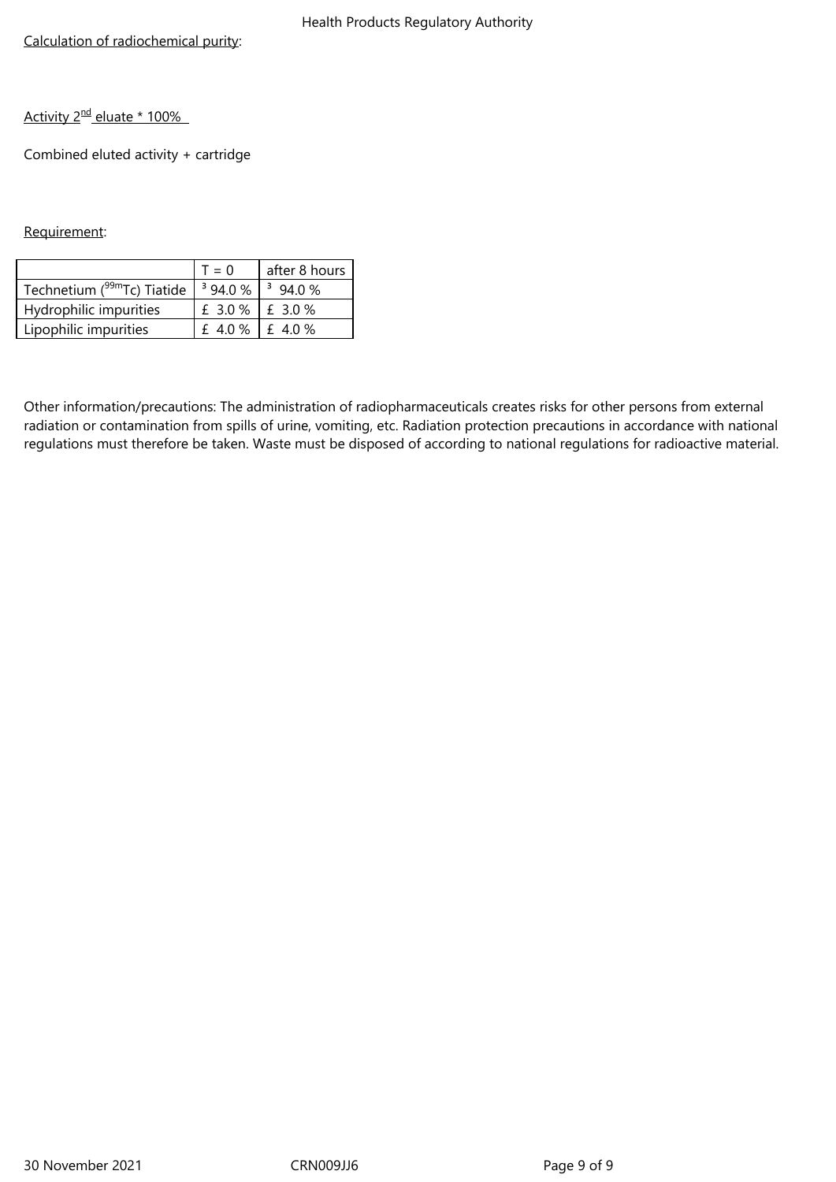Calculation of radiochemical purity:

$$\frac{\text{Activity } 2^{nd} \text{ eluate} * 100\%}{\text{Combined eluted activity + cartridge}}$$

Requirement:

| | T = 0 | after 8 hours |
|---|---|---|
| Technetium ($^{99m}$Tc) Tiatide | ³ 94.0 % | ³ 94.0 % |
| Hydrophilic impurities | £ 3.0 % | £ 3.0 % |
| Lipophilic impurities | £ 4.0 % | £ 4.0 % |

Other information/precautions: The administration of radiopharmaceuticals creates risks for other persons from external radiation or contamination from spills of urine, vomiting, etc. Radiation protection precautions in accordance with national regulations must therefore be taken. Waste must be disposed of according to national regulations for radioactive material.